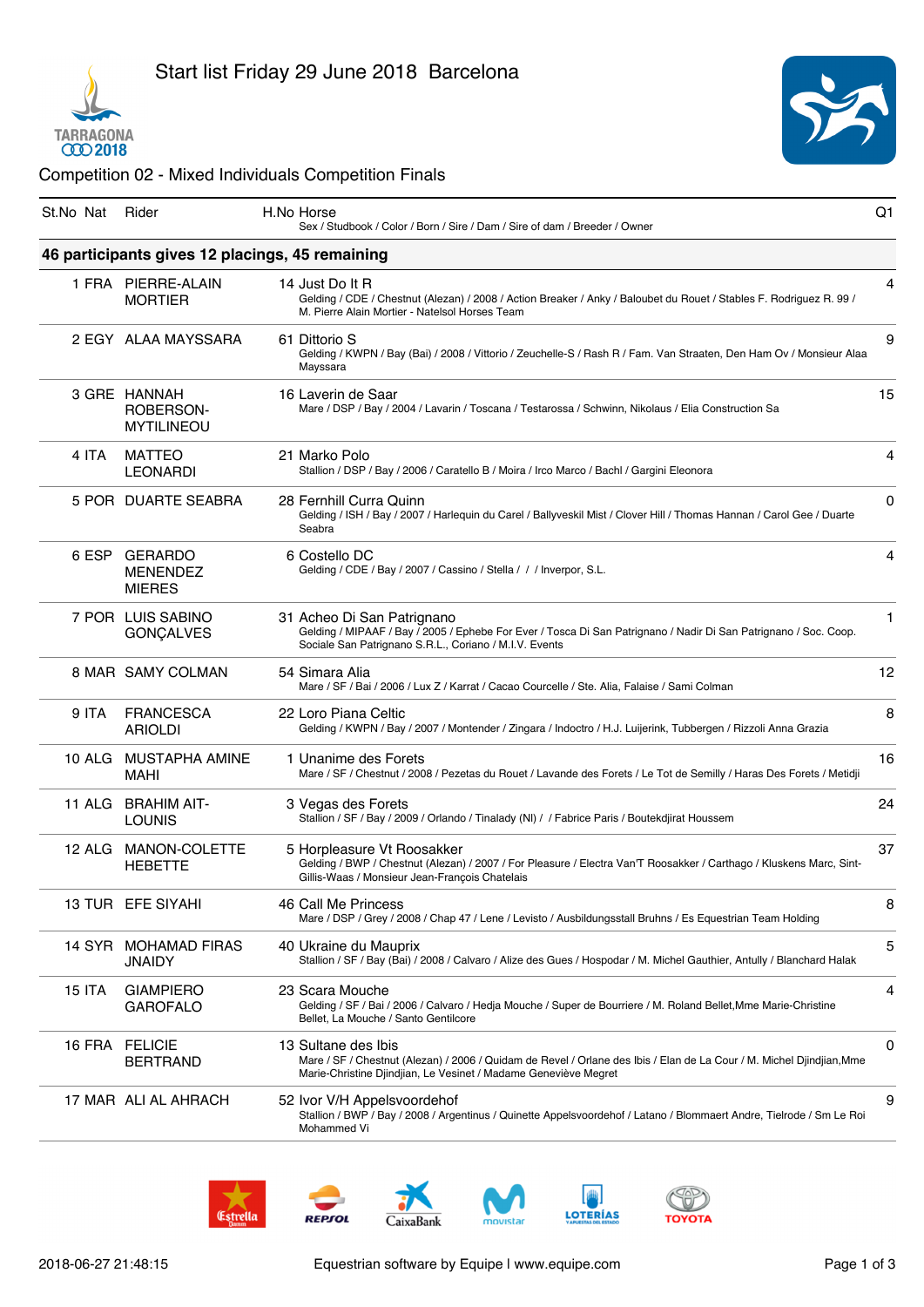# Start list Friday 29 June 2018 Barcelona

## Competition 02 - Mixed Individuals Competition Finals

| St.No | Nat | Rider | H.No Horse<br>Sex / Studbook / Color / Born / Sire / Dam / Sire of dam / Breeder / Owner | Q1 |
|---|---|---|---|---|
| **46 participants gives 12 placings, 45 remaining** | | | | |
| 1 | FRA | PIERRE-ALAIN MORTIER | 14 Just Do It R<br>Gelding / CDE / Chestnut (Alezan) / 2008 / Action Breaker / Anky / Baloubet du Rouet / Stables F. Rodriguez R. 99 / M. Pierre Alain Mortier - Natelsol Horses Team | 4 |
| 2 | EGY | ALAA MAYSSARA | 61 Dittorio S<br>Gelding / KWPN / Bay (Bai) / 2008 / Vittorio / Zeuchelle-S / Rash R / Fam. Van Straaten, Den Ham Ov / Monsieur Alaa Mayssara | 9 |
| 3 | GRE | HANNAH ROBERSON-MYTILINEOU | 16 Laverin de Saar<br>Mare / DSP / Bay / 2004 / Lavarin / Toscana / Testarossa / Schwinn, Nikolaus / Elia Construction Sa | 15 |
| 4 | ITA | MATTEO LEONARDI | 21 Marko Polo<br>Stallion / DSP / Bay / 2006 / Caratello B / Moira / Irco Marco / Bachl / Gargini Eleonora | 4 |
| 5 | POR | DUARTE SEABRA | 28 Fernhill Curra Quinn<br>Gelding / ISH / Bay / 2007 / Harlequin du Carel / Ballyveskil Mist / Clover Hill / Thomas Hannan / Carol Gee / Duarte Seabra | 0 |
| 6 | ESP | GERARDO MENENDEZ MIERES | 6 Costello DC<br>Gelding / CDE / Bay / 2007 / Cassino / Stella / / / Inverpor, S.L. | 4 |
| 7 | POR | LUIS SABINO GONÇALVES | 31 Acheo Di San Patrignano<br>Gelding / MIPAAF / Bay / 2005 / Ephebe For Ever / Tosca Di San Patrignano / Nadir Di San Patrignano / Soc. Coop. Sociale San Patrignano S.R.L., Coriano / M.I.V. Events | 1 |
| 8 | MAR | SAMY COLMAN | 54 Simara Alia<br>Mare / SF / Bai / 2006 / Lux Z / Karrat / Cacao Courcelle / Ste. Alia, Falaise / Sami Colman | 12 |
| 9 | ITA | FRANCESCA ARIOLDI | 22 Loro Piana Celtic<br>Gelding / KWPN / Bay / 2007 / Montender / Zingara / Indoctro / H.J. Luijerink, Tubbergen / Rizzoli Anna Grazia | 8 |
| 10 | ALG | MUSTAPHA AMINE MAHI | 1 Unanime des Forets<br>Mare / SF / Chestnut / 2008 / Pezetas du Rouet / Lavande des Forets / Le Tot de Semilly / Haras Des Forets / Metidji | 16 |
| 11 | ALG | BRAHIM AIT-LOUNIS | 3 Vegas des Forets<br>Stallion / SF / Bay / 2009 / Orlando / Tinalady (Nl) / / Fabrice Paris / Boutekdjirat Houssem | 24 |
| 12 | ALG | MANON-COLETTE HEBETTE | 5 Horpleasure Vt Roosakker<br>Gelding / BWP / Chestnut (Alezan) / 2007 / For Pleasure / Electra Van'T Roosakker / Carthago / Kluskens Marc, Sint-Gillis-Waas / Monsieur Jean-François Chatelais | 37 |
| 13 | TUR | EFE SIYAHI | 46 Call Me Princess<br>Mare / DSP / Grey / 2008 / Chap 47 / Lene / Levisto / Ausbildungsstall Bruhns / Es Equestrian Team Holding | 8 |
| 14 | SYR | MOHAMAD FIRAS JNAIDY | 40 Ukraine du Mauprix<br>Stallion / SF / Bay (Bai) / 2008 / Calvaro / Alize des Gues / Hospodar / M. Michel Gauthier, Antully / Blanchard Halak | 5 |
| 15 | ITA | GIAMPIERO GAROFALO | 23 Scara Mouche<br>Gelding / SF / Bai / 2006 / Calvaro / Hedja Mouche / Super de Bourriere / M. Roland Bellet,Mme Marie-Christine Bellet, La Mouche / Santo Gentilcore | 4 |
| 16 | FRA | FELICIE BERTRAND | 13 Sultane des Ibis<br>Mare / SF / Chestnut (Alezan) / 2006 / Quidam de Revel / Orlane des Ibis / Elan de La Cour / M. Michel Djindjian,Mme Marie-Christine Djindjian, Le Vesinet / Madame Geneviève Megret | 0 |
| 17 | MAR | ALI AL AHRACH | 52 Ivor V/H Appelsvoordehof<br>Stallion / BWP / Bay / 2008 / Argentinus / Quinette Appelsvoordehof / Latano / Blommaert Andre, Tielrode / Sm Le Roi Mohammed Vi | 9 |

2018-06-27 21:48:15

Equestrian software by Equipe | www.equipe.com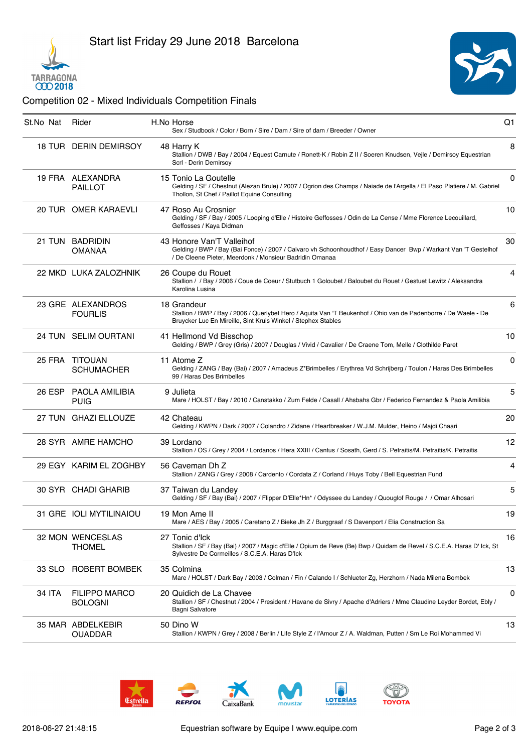# Start list Friday 29 June 2018 Barcelona

## Competition 02 - Mixed Individuals Competition Finals

| St.No | Nat | Rider | H.No Horse<br>Sex / Studbook / Color / Born / Sire / Dam / Sire of dam / Breeder / Owner | Q1 |
|---|---|---|---|---|
| 18 | TUR | DERIN DEMIRSOY | 48 Harry K<br>Stallion / DWB / Bay / 2004 / Equest Carnute / Ronett-K / Robin Z II / Soeren Knudsen, Vejle / Demirsoy Equestrian Scrl - Derin Demirsoy | 8 |
| 19 | FRA | ALEXANDRA PAILLOT | 15 Tonio La Goutelle<br>Gelding / SF / Chestnut (Alezan Brule) / 2007 / Ogrion des Champs / Naiade de l'Argella / El Paso Platiere / M. Gabriel Thollon, St Chef / Paillot Equine Consulting | 0 |
| 20 | TUR | OMER KARAEVLI | 47 Roso Au Crosnier<br>Gelding / SF / Bay / 2005 / Looping d'Elle / Histoire Geffosses / Odin de La Cense / Mme Florence Lecouillard, Geffosses / Kaya Didman | 10 |
| 21 | TUN | BADRIDIN OMANAA | 43 Honore Van'T Valleihof<br>Gelding / BWP / Bay (Bai Fonce) / 2007 / Calvaro vh Schoonhoudthof / Easy Dancer Bwp / Warkant Van 'T Gestelhof / De Cleene Pieter, Meerdonk / Monsieur Badridin Omanaa | 30 |
| 22 | MKD | LUKA ZALOZHNIK | 26 Coupe du Rouet<br>Stallion / / Bay / 2006 / Coue de Coeur / Stutbuch 1 Goloubet / Baloubet du Rouet / Gestuet Lewitz / Aleksandra Karolina Lusina | 4 |
| 23 | GRE | ALEXANDROS FOURLIS | 18 Grandeur<br>Stallion / BWP / Bay / 2006 / Querlybet Hero / Aquita Van 'T Beukenhof / Ohio van de Padenborre / De Waele - De Bruycker Luc En Mireille, Sint Kruis Winkel / Stephex Stables | 6 |
| 24 | TUN | SELIM OURTANI | 41 Hellmond Vd Bisschop<br>Gelding / BWP / Grey (Gris) / 2007 / Douglas / Vivid / Cavalier / De Craene Tom, Melle / Clothilde Paret | 10 |
| 25 | FRA | TITOUAN SCHUMACHER | 11 Atome Z<br>Gelding / ZANG / Bay (Bai) / 2007 / Amadeus Z*Brimbelles / Erythrea Vd Schrijberg / Toulon / Haras Des Brimbelles 99 / Haras Des Brimbelles | 0 |
| 26 | ESP | PAOLA AMILIBIA PUIG | 9 Julieta<br>Mare / HOLST / Bay / 2010 / Canstakko / Zum Felde / Casall / Ahsbahs Gbr / Federico Fernandez & Paola Amilibia | 5 |
| 27 | TUN | GHAZI ELLOUZE | 42 Chateau<br>Gelding / KWPN / Dark / 2007 / Colandro / Zidane / Heartbreaker / W.J.M. Mulder, Heino / Majdi Chaari | 20 |
| 28 | SYR | AMRE HAMCHO | 39 Lordano<br>Stallion / OS / Grey / 2004 / Lordanos / Hera XXIII / Cantus / Sosath, Gerd / S. Petraitis/M. Petraitis/K. Petraitis | 12 |
| 29 | EGY | KARIM EL ZOGHBY | 56 Caveman Dh Z<br>Stallion / ZANG / Grey / 2008 / Cardento / Cordata Z / Corland / Huys Toby / Bell Equestrian Fund | 4 |
| 30 | SYR | CHADI GHARIB | 37 Taiwan du Landey<br>Gelding / SF / Bay (Bai) / 2007 / Flipper D'Elle*Hn* / Odyssee du Landey / Quouglof Rouge / / Omar Alhosari | 5 |
| 31 | GRE | IOLI MYTILINAIOU | 19 Mon Ame II<br>Mare / AES / Bay / 2005 / Caretano Z / Bieke Jh Z / Burggraaf / S Davenport / Elia Construction Sa | 19 |
| 32 | MON | WENCESLAS THOMEL | 27 Tonic d'Ick<br>Stallion / SF / Bay (Bai) / 2007 / Magic d'Elle / Opium de Reve (Be) Bwp / Quidam de Revel / S.C.E.A. Haras D' Ick, St Sylvestre De Cormeilles / S.C.E.A. Haras D'Ick | 16 |
| 33 | SLO | ROBERT BOMBEK | 35 Colmina<br>Mare / HOLST / Dark Bay / 2003 / Colman / Fin / Calando I / Schlueter Zg, Herzhorn / Nada Milena Bombek | 13 |
| 34 | ITA | FILIPPO MARCO BOLOGNI | 20 Quidich de La Chavee<br>Stallion / SF / Chestnut / 2004 / President / Havane de Sivry / Apache d'Adriers / Mme Claudine Leyder Bordet, Ebly / Bagni Salvatore | 0 |
| 35 | MAR | ABDELKEBIR OUADDAR | 50 Dino W<br>Stallion / KWPN / Grey / 2008 / Berlin / Life Style Z / l'Amour Z / A. Waldman, Putten / Sm Le Roi Mohammed Vi | 13 |

2018-06-27 21:48:15

Equestrian software by Equipe | www.equipe.com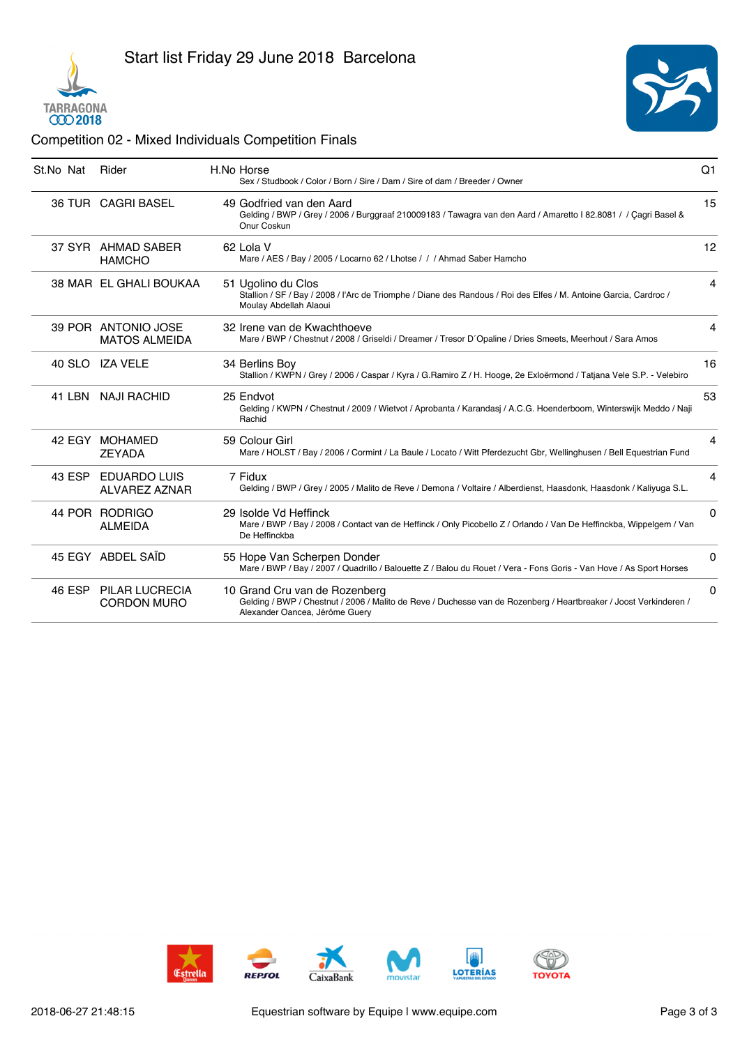# Start list Friday 29 June 2018 Barcelona

## Competition 02 - Mixed Individuals Competition Finals

| St.No | Nat | Rider | H.No Horse<br>Sex / Studbook / Color / Born / Sire / Dam / Sire of dam / Breeder / Owner | Q1 |
|---|---|---|---|---|
| 36 | TUR | CAGRI BASEL | 49 Godfried van den Aard<br>Gelding / BWP / Grey / 2006 / Burggraaf 210009183 / Tawagra van den Aard / Amaretto I 82.8081 / / Çagri Basel & Onur Coskun | 15 |
| 37 | SYR | AHMAD SABER HAMCHO | 62 Lola V<br>Mare / AES / Bay / 2005 / Locarno 62 / Lhotse / / / Ahmad Saber Hamcho | 12 |
| 38 | MAR | EL GHALI BOUKAA | 51 Ugolino du Clos<br>Stallion / SF / Bay / 2008 / l'Arc de Triomphe / Diane des Randous / Roi des Elfes / M. Antoine Garcia, Cardroc / Moulay Abdellah Alaoui | 4 |
| 39 | POR | ANTONIO JOSE MATOS ALMEIDA | 32 Irene van de Kwachthoeve<br>Mare / BWP / Chestnut / 2008 / Griseldi / Dreamer / Tresor D´Opaline / Dries Smeets, Meerhout / Sara Amos | 4 |
| 40 | SLO | IZA VELE | 34 Berlins Boy<br>Stallion / KWPN / Grey / 2006 / Caspar / Kyra / G.Ramiro Z / H. Hooge, 2e Exloërmond / Tatjana Vele S.P. - Velebiro | 16 |
| 41 | LBN | NAJI RACHID | 25 Endvot<br>Gelding / KWPN / Chestnut / 2009 / Wietvot / Aprobanta / Karandasj / A.C.G. Hoenderboom, Winterswijk Meddo / Naji Rachid | 53 |
| 42 | EGY | MOHAMED ZEYADA | 59 Colour Girl<br>Mare / HOLST / Bay / 2006 / Cormint / La Baule / Locato / Witt Pferdezucht Gbr, Wellinghusen / Bell Equestrian Fund | 4 |
| 43 | ESP | EDUARDO LUIS ALVAREZ AZNAR | 7 Fidux<br>Gelding / BWP / Grey / 2005 / Malito de Reve / Demona / Voltaire / Alberdienst, Haasdonk, Haasdonk / Kaliyuga S.L. | 4 |
| 44 | POR | RODRIGO ALMEIDA | 29 Isolde Vd Heffinck<br>Mare / BWP / Bay / 2008 / Contact van de Heffinck / Only Picobello Z / Orlando / Van De Heffinckba, Wippelgem / Van De Heffinckba | 0 |
| 45 | EGY | ABDEL SAÏD | 55 Hope Van Scherpen Donder<br>Mare / BWP / Bay / 2007 / Quadrillo / Balouette Z / Balou du Rouet / Vera - Fons Goris - Van Hove / As Sport Horses | 0 |
| 46 | ESP | PILAR LUCRECIA CORDON MURO | 10 Grand Cru van de Rozenberg<br>Gelding / BWP / Chestnut / 2006 / Malito de Reve / Duchesse van de Rozenberg / Heartbreaker / Joost Verkinderen / Alexander Oancea, Jérôme Guery | 0 |

2018-06-27 21:48:15

Equestrian software by Equipe | www.equipe.com